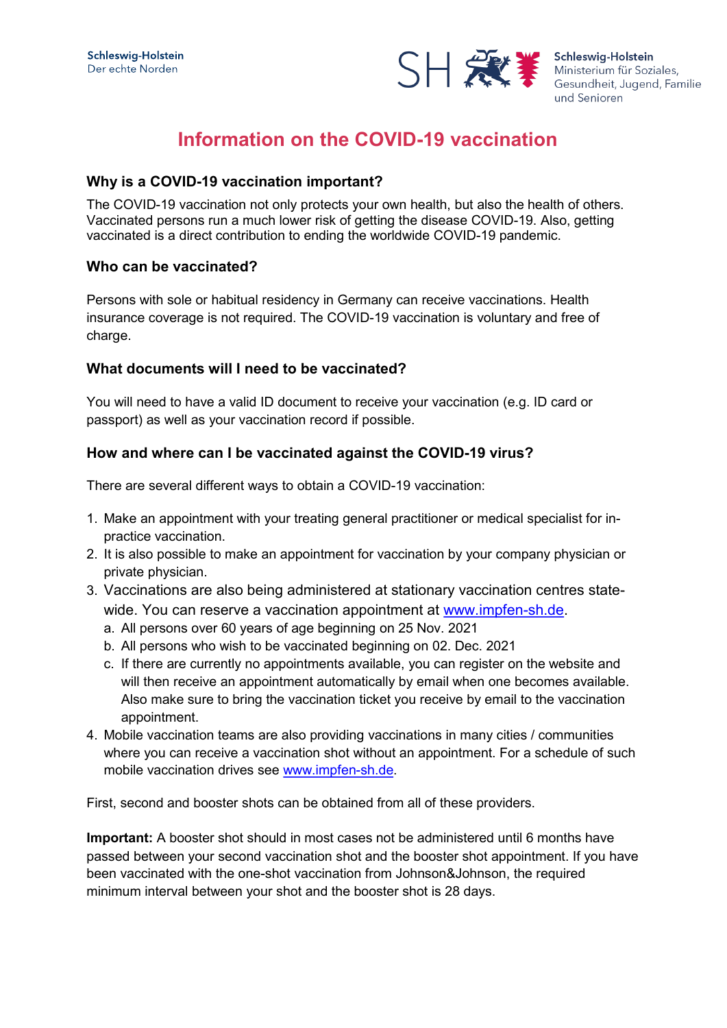Schleswig-Holstein
Der echte Norden

Schleswig-Holstein
Ministerium für Soziales, Gesundheit, Jugend, Familie und Senioren

# Information on the COVID-19 vaccination

## Why is a COVID-19 vaccination important?

The COVID-19 vaccination not only protects your own health, but also the health of others. Vaccinated persons run a much lower risk of getting the disease COVID-19. Also, getting vaccinated is a direct contribution to ending the worldwide COVID-19 pandemic.

## Who can be vaccinated?

Persons with sole or habitual residency in Germany can receive vaccinations. Health insurance coverage is not required. The COVID-19 vaccination is voluntary and free of charge.

## What documents will I need to be vaccinated?

You will need to have a valid ID document to receive your vaccination (e.g. ID card or passport) as well as your vaccination record if possible.

## How and where can I be vaccinated against the COVID-19 virus?

There are several different ways to obtain a COVID-19 vaccination:

1. Make an appointment with your treating general practitioner or medical specialist for in-practice vaccination.
2. It is also possible to make an appointment for vaccination by your company physician or private physician.
3. Vaccinations are also being administered at stationary vaccination centres state-wide. You can reserve a vaccination appointment at www.impfen-sh.de.
   a. All persons over 60 years of age beginning on 25 Nov. 2021
   b. All persons who wish to be vaccinated beginning on 02. Dec. 2021
   c. If there are currently no appointments available, you can register on the website and will then receive an appointment automatically by email when one becomes available. Also make sure to bring the vaccination ticket you receive by email to the vaccination appointment.
4. Mobile vaccination teams are also providing vaccinations in many cities / communities where you can receive a vaccination shot without an appointment. For a schedule of such mobile vaccination drives see www.impfen-sh.de.

First, second and booster shots can be obtained from all of these providers.

**Important:** A booster shot should in most cases not be administered until 6 months have passed between your second vaccination shot and the booster shot appointment. If you have been vaccinated with the one-shot vaccination from Johnson&Johnson, the required minimum interval between your shot and the booster shot is 28 days.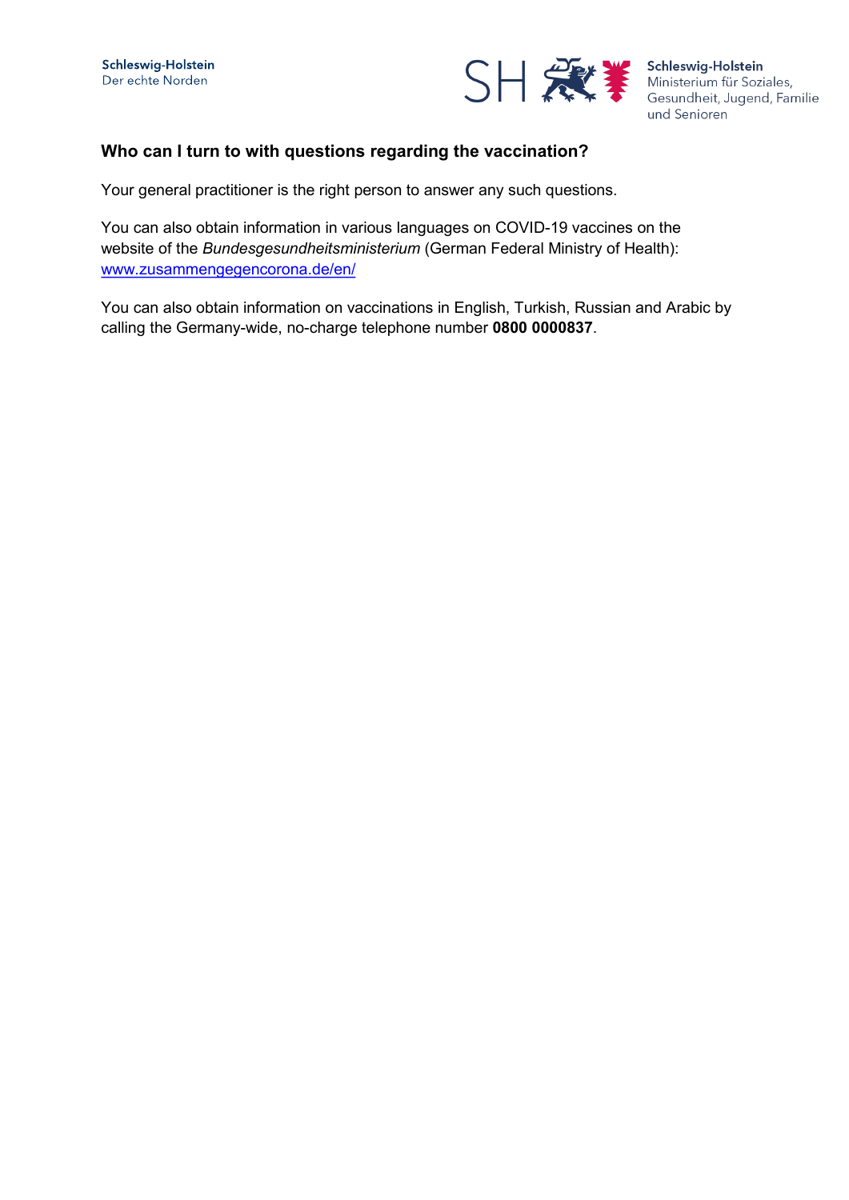## Who can I turn to with questions regarding the vaccination?

Your general practitioner is the right person to answer any such questions.

You can also obtain information in various languages on COVID-19 vaccines on the website of the *Bundesgesundheitsministerium* (German Federal Ministry of Health): www.zusammengegencorona.de/en/

You can also obtain information on vaccinations in English, Turkish, Russian and Arabic by calling the Germany-wide, no-charge telephone number **0800 0000837**.